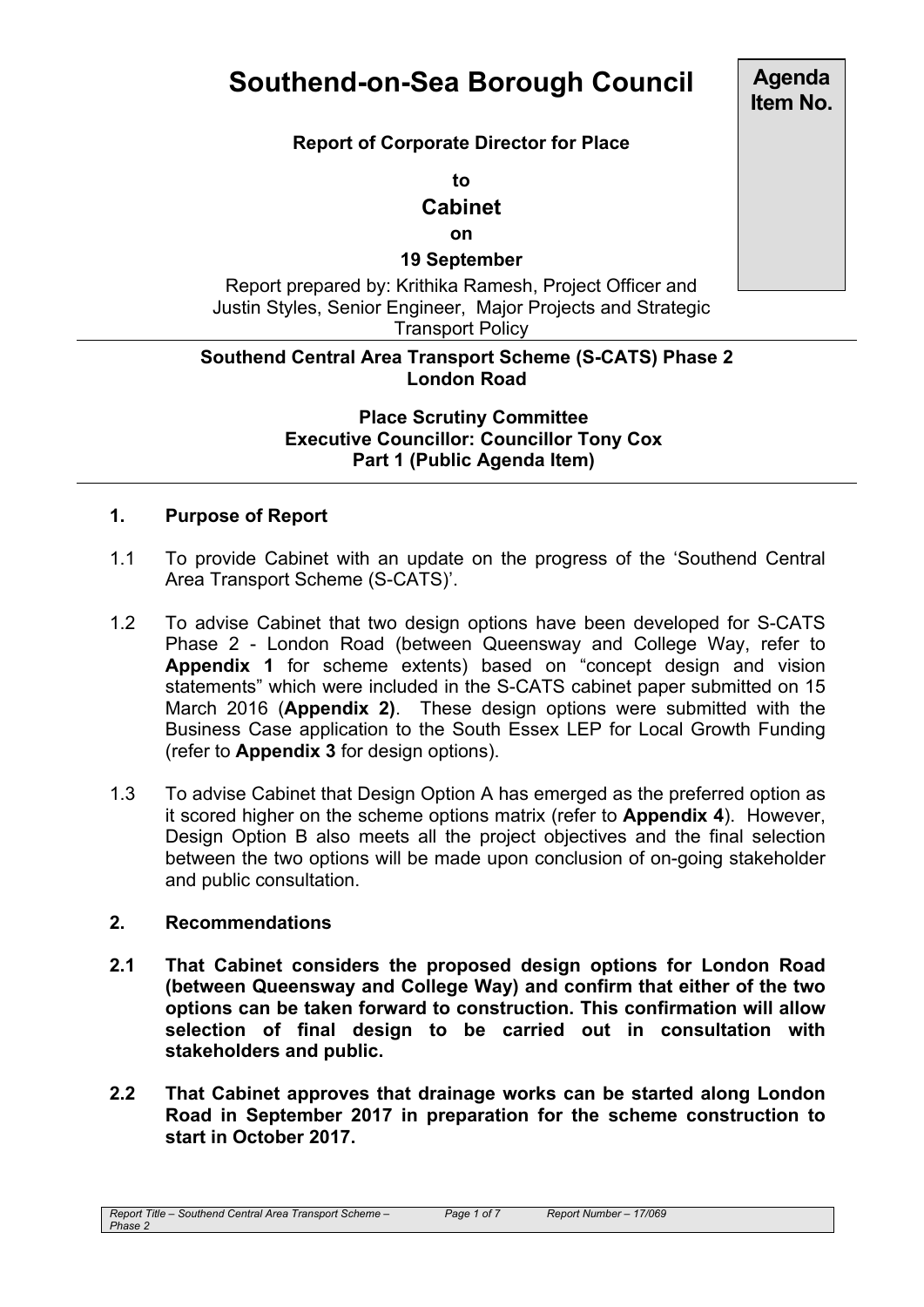# Southend-on-Sea Borough Council

**Agenda Item No.**

**Report of Corporate Director for Place**

**to**

## Cabinet

**on**

**19 September**

Report prepared by: Krithika Ramesh, Project Officer and Justin Styles, Senior Engineer, Major Projects and Strategic Transport Policy

---

**Southend Central Area Transport Scheme (S-CATS) Phase 2 London Road**

**Place Scrutiny Committee**
**Executive Councillor: Councillor Tony Cox**
**Part 1 (Public Agenda Item)**

---

### 1. Purpose of Report

1.1 To provide Cabinet with an update on the progress of the 'Southend Central Area Transport Scheme (S-CATS)'.

1.2 To advise Cabinet that two design options have been developed for S-CATS Phase 2 - London Road (between Queensway and College Way, refer to **Appendix 1** for scheme extents) based on "concept design and vision statements" which were included in the S-CATS cabinet paper submitted on 15 March 2016 (**Appendix 2)**. These design options were submitted with the Business Case application to the South Essex LEP for Local Growth Funding (refer to **Appendix 3** for design options).

1.3 To advise Cabinet that Design Option A has emerged as the preferred option as it scored higher on the scheme options matrix (refer to **Appendix 4**). However, Design Option B also meets all the project objectives and the final selection between the two options will be made upon conclusion of on-going stakeholder and public consultation.

### 2. Recommendations

**2.1 That Cabinet considers the proposed design options for London Road (between Queensway and College Way) and confirm that either of the two options can be taken forward to construction. This confirmation will allow selection of final design to be carried out in consultation with stakeholders and public.**

**2.2 That Cabinet approves that drainage works can be started along London Road in September 2017 in preparation for the scheme construction to start in October 2017.**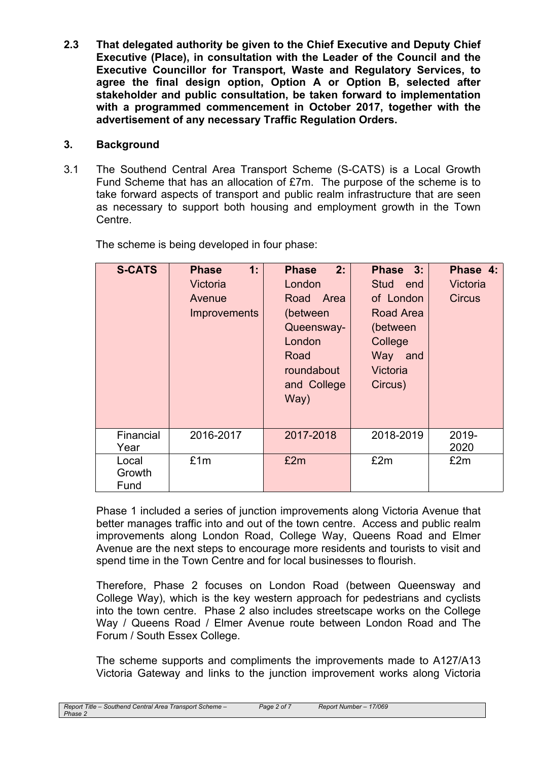**2.3 That delegated authority be given to the Chief Executive and Deputy Chief Executive (Place), in consultation with the Leader of the Council and the Executive Councillor for Transport, Waste and Regulatory Services, to agree the final design option, Option A or Option B, selected after stakeholder and public consultation, be taken forward to implementation with a programmed commencement in October 2017, together with the advertisement of any necessary Traffic Regulation Orders.**

## 3. Background

3.1 The Southend Central Area Transport Scheme (S-CATS) is a Local Growth Fund Scheme that has an allocation of £7m. The purpose of the scheme is to take forward aspects of transport and public realm infrastructure that are seen as necessary to support both housing and employment growth in the Town Centre.

The scheme is being developed in four phase:

| **S-CATS** | **Phase 1:** Victoria Avenue Improvements | **Phase 2:** London Road Area (between Queensway-London Road roundabout and College Way) | **Phase 3:** Stud end of London Road Area (between College Way and Victoria Circus) | **Phase 4:** Victoria Circus |
|---|---|---|---|---|
| Financial Year | 2016-2017 | 2017-2018 | 2018-2019 | 2019-2020 |
| Local Growth Fund | £1m | £2m | £2m | £2m |

Phase 1 included a series of junction improvements along Victoria Avenue that better manages traffic into and out of the town centre. Access and public realm improvements along London Road, College Way, Queens Road and Elmer Avenue are the next steps to encourage more residents and tourists to visit and spend time in the Town Centre and for local businesses to flourish.

Therefore, Phase 2 focuses on London Road (between Queensway and College Way), which is the key western approach for pedestrians and cyclists into the town centre. Phase 2 also includes streetscape works on the College Way / Queens Road / Elmer Avenue route between London Road and The Forum / South Essex College.

The scheme supports and compliments the improvements made to A127/A13 Victoria Gateway and links to the junction improvement works along Victoria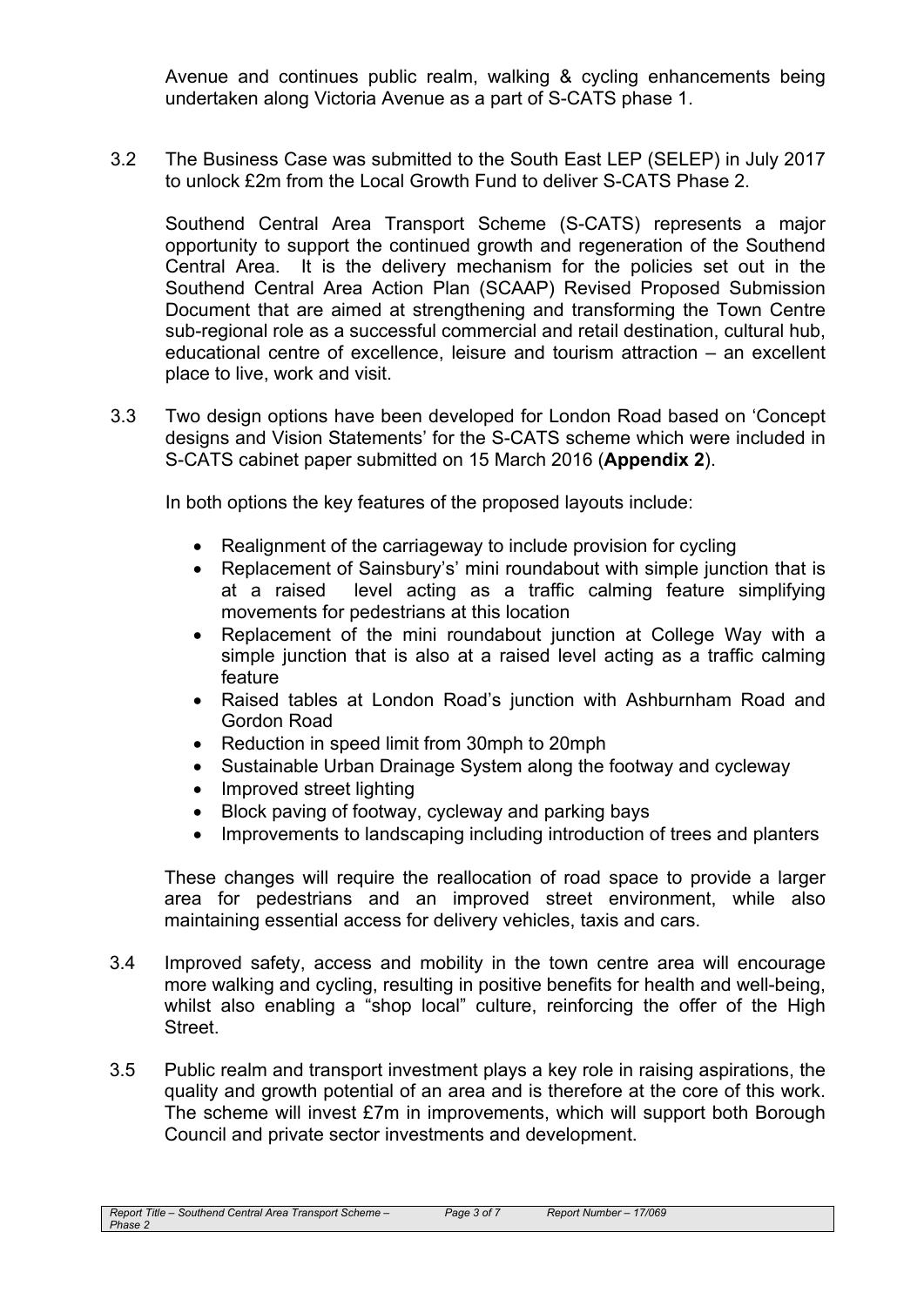Avenue and continues public realm, walking & cycling enhancements being undertaken along Victoria Avenue as a part of S-CATS phase 1.

3.2 The Business Case was submitted to the South East LEP (SELEP) in July 2017 to unlock £2m from the Local Growth Fund to deliver S-CATS Phase 2.

Southend Central Area Transport Scheme (S-CATS) represents a major opportunity to support the continued growth and regeneration of the Southend Central Area. It is the delivery mechanism for the policies set out in the Southend Central Area Action Plan (SCAAP) Revised Proposed Submission Document that are aimed at strengthening and transforming the Town Centre sub-regional role as a successful commercial and retail destination, cultural hub, educational centre of excellence, leisure and tourism attraction – an excellent place to live, work and visit.

3.3 Two design options have been developed for London Road based on 'Concept designs and Vision Statements' for the S-CATS scheme which were included in S-CATS cabinet paper submitted on 15 March 2016 (**Appendix 2**).

In both options the key features of the proposed layouts include:

- Realignment of the carriageway to include provision for cycling
- Replacement of Sainsbury's' mini roundabout with simple junction that is at a raised level acting as a traffic calming feature simplifying movements for pedestrians at this location
- Replacement of the mini roundabout junction at College Way with a simple junction that is also at a raised level acting as a traffic calming feature
- Raised tables at London Road's junction with Ashburnham Road and Gordon Road
- Reduction in speed limit from 30mph to 20mph
- Sustainable Urban Drainage System along the footway and cycleway
- Improved street lighting
- Block paving of footway, cycleway and parking bays
- Improvements to landscaping including introduction of trees and planters

These changes will require the reallocation of road space to provide a larger area for pedestrians and an improved street environment, while also maintaining essential access for delivery vehicles, taxis and cars.

3.4 Improved safety, access and mobility in the town centre area will encourage more walking and cycling, resulting in positive benefits for health and well-being, whilst also enabling a "shop local" culture, reinforcing the offer of the High Street.

3.5 Public realm and transport investment plays a key role in raising aspirations, the quality and growth potential of an area and is therefore at the core of this work. The scheme will invest £7m in improvements, which will support both Borough Council and private sector investments and development.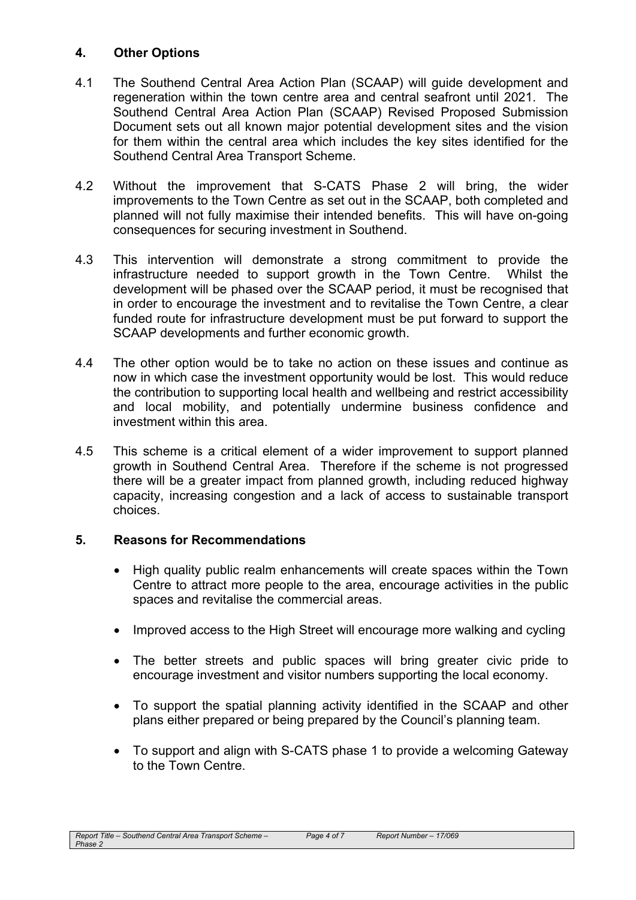## 4. Other Options

4.1 The Southend Central Area Action Plan (SCAAP) will guide development and regeneration within the town centre area and central seafront until 2021. The Southend Central Area Action Plan (SCAAP) Revised Proposed Submission Document sets out all known major potential development sites and the vision for them within the central area which includes the key sites identified for the Southend Central Area Transport Scheme.

4.2 Without the improvement that S-CATS Phase 2 will bring, the wider improvements to the Town Centre as set out in the SCAAP, both completed and planned will not fully maximise their intended benefits. This will have on-going consequences for securing investment in Southend.

4.3 This intervention will demonstrate a strong commitment to provide the infrastructure needed to support growth in the Town Centre. Whilst the development will be phased over the SCAAP period, it must be recognised that in order to encourage the investment and to revitalise the Town Centre, a clear funded route for infrastructure development must be put forward to support the SCAAP developments and further economic growth.

4.4 The other option would be to take no action on these issues and continue as now in which case the investment opportunity would be lost. This would reduce the contribution to supporting local health and wellbeing and restrict accessibility and local mobility, and potentially undermine business confidence and investment within this area.

4.5 This scheme is a critical element of a wider improvement to support planned growth in Southend Central Area. Therefore if the scheme is not progressed there will be a greater impact from planned growth, including reduced highway capacity, increasing congestion and a lack of access to sustainable transport choices.

## 5. Reasons for Recommendations

- High quality public realm enhancements will create spaces within the Town Centre to attract more people to the area, encourage activities in the public spaces and revitalise the commercial areas.
- Improved access to the High Street will encourage more walking and cycling
- The better streets and public spaces will bring greater civic pride to encourage investment and visitor numbers supporting the local economy.
- To support the spatial planning activity identified in the SCAAP and other plans either prepared or being prepared by the Council's planning team.
- To support and align with S-CATS phase 1 to provide a welcoming Gateway to the Town Centre.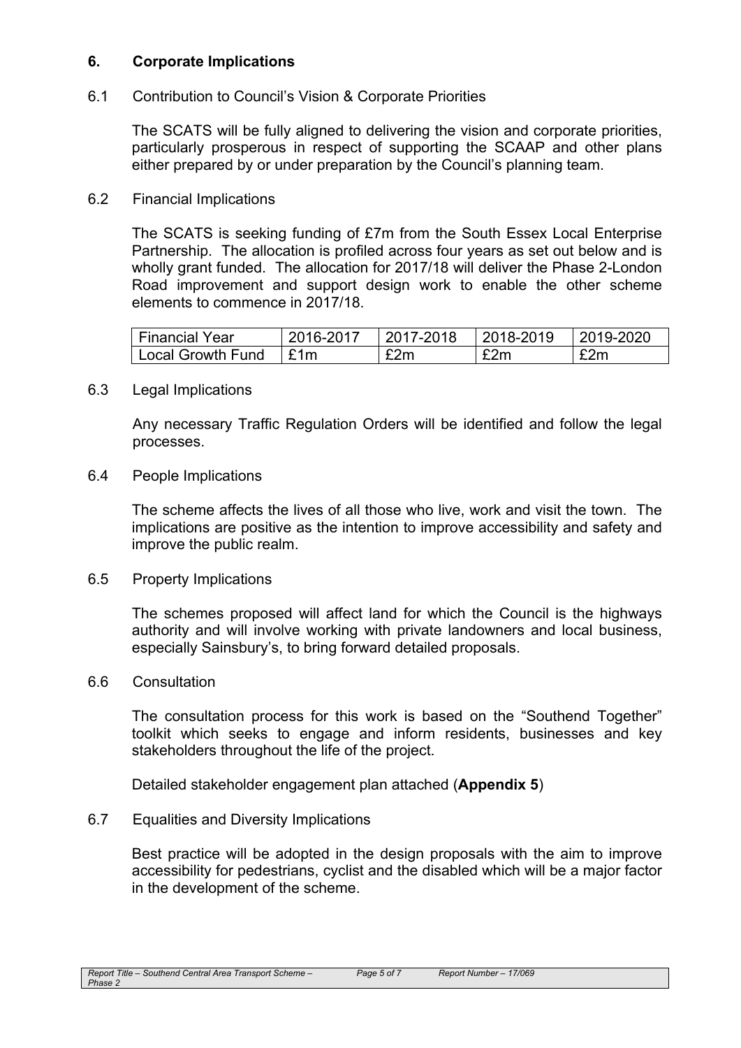## 6. Corporate Implications

6.1 Contribution to Council's Vision & Corporate Priorities

The SCATS will be fully aligned to delivering the vision and corporate priorities, particularly prosperous in respect of supporting the SCAAP and other plans either prepared by or under preparation by the Council's planning team.

6.2 Financial Implications

The SCATS is seeking funding of £7m from the South Essex Local Enterprise Partnership. The allocation is profiled across four years as set out below and is wholly grant funded. The allocation for 2017/18 will deliver the Phase 2-London Road improvement and support design work to enable the other scheme elements to commence in 2017/18.

| Financial Year | 2016-2017 | 2017-2018 | 2018-2019 | 2019-2020 |
|---|---|---|---|---|
| Local Growth Fund | £1m | £2m | £2m | £2m |

6.3 Legal Implications

Any necessary Traffic Regulation Orders will be identified and follow the legal processes.

6.4 People Implications

The scheme affects the lives of all those who live, work and visit the town. The implications are positive as the intention to improve accessibility and safety and improve the public realm.

6.5 Property Implications

The schemes proposed will affect land for which the Council is the highways authority and will involve working with private landowners and local business, especially Sainsbury's, to bring forward detailed proposals.

6.6 Consultation

The consultation process for this work is based on the "Southend Together" toolkit which seeks to engage and inform residents, businesses and key stakeholders throughout the life of the project.

Detailed stakeholder engagement plan attached (**Appendix 5**)

6.7 Equalities and Diversity Implications

Best practice will be adopted in the design proposals with the aim to improve accessibility for pedestrians, cyclist and the disabled which will be a major factor in the development of the scheme.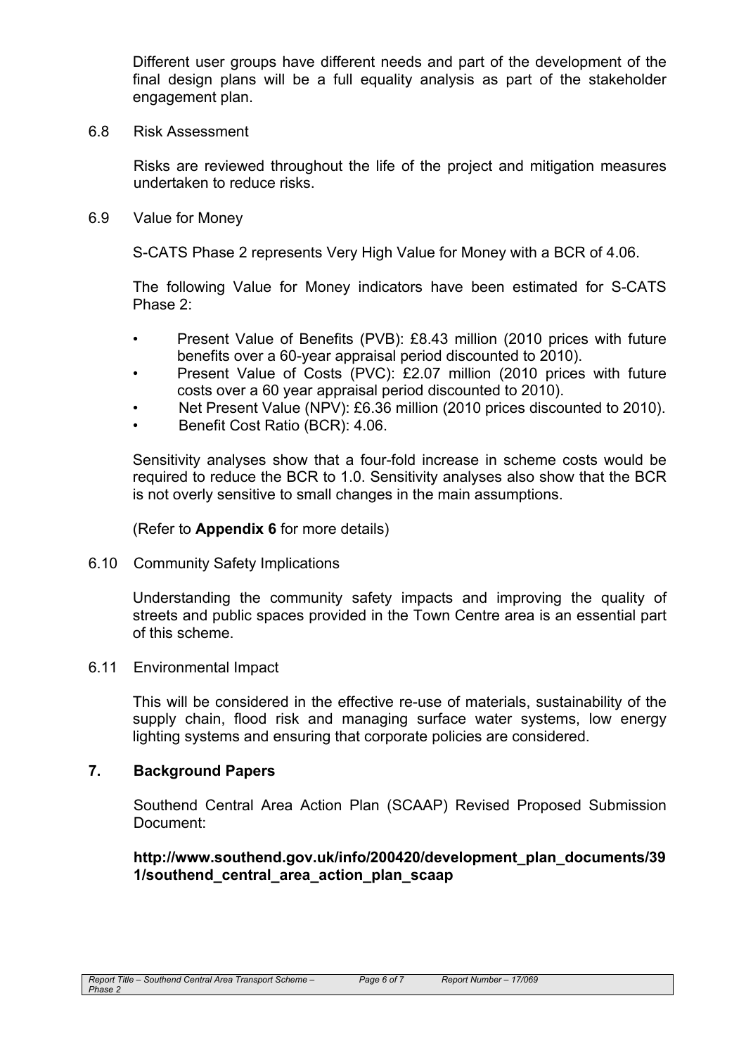Different user groups have different needs and part of the development of the final design plans will be a full equality analysis as part of the stakeholder engagement plan.

6.8 Risk Assessment

Risks are reviewed throughout the life of the project and mitigation measures undertaken to reduce risks.

6.9 Value for Money

S-CATS Phase 2 represents Very High Value for Money with a BCR of 4.06.

The following Value for Money indicators have been estimated for S-CATS Phase 2:

- Present Value of Benefits (PVB): £8.43 million (2010 prices with future benefits over a 60-year appraisal period discounted to 2010).
- Present Value of Costs (PVC): £2.07 million (2010 prices with future costs over a 60 year appraisal period discounted to 2010).
- Net Present Value (NPV): £6.36 million (2010 prices discounted to 2010).
- Benefit Cost Ratio (BCR): 4.06.

Sensitivity analyses show that a four-fold increase in scheme costs would be required to reduce the BCR to 1.0. Sensitivity analyses also show that the BCR is not overly sensitive to small changes in the main assumptions.

(Refer to **Appendix 6** for more details)

6.10 Community Safety Implications

Understanding the community safety impacts and improving the quality of streets and public spaces provided in the Town Centre area is an essential part of this scheme.

6.11 Environmental Impact

This will be considered in the effective re-use of materials, sustainability of the supply chain, flood risk and managing surface water systems, low energy lighting systems and ensuring that corporate policies are considered.

## 7. Background Papers

Southend Central Area Action Plan (SCAAP) Revised Proposed Submission Document:

**http://www.southend.gov.uk/info/200420/development_plan_documents/391/southend_central_area_action_plan_scaap**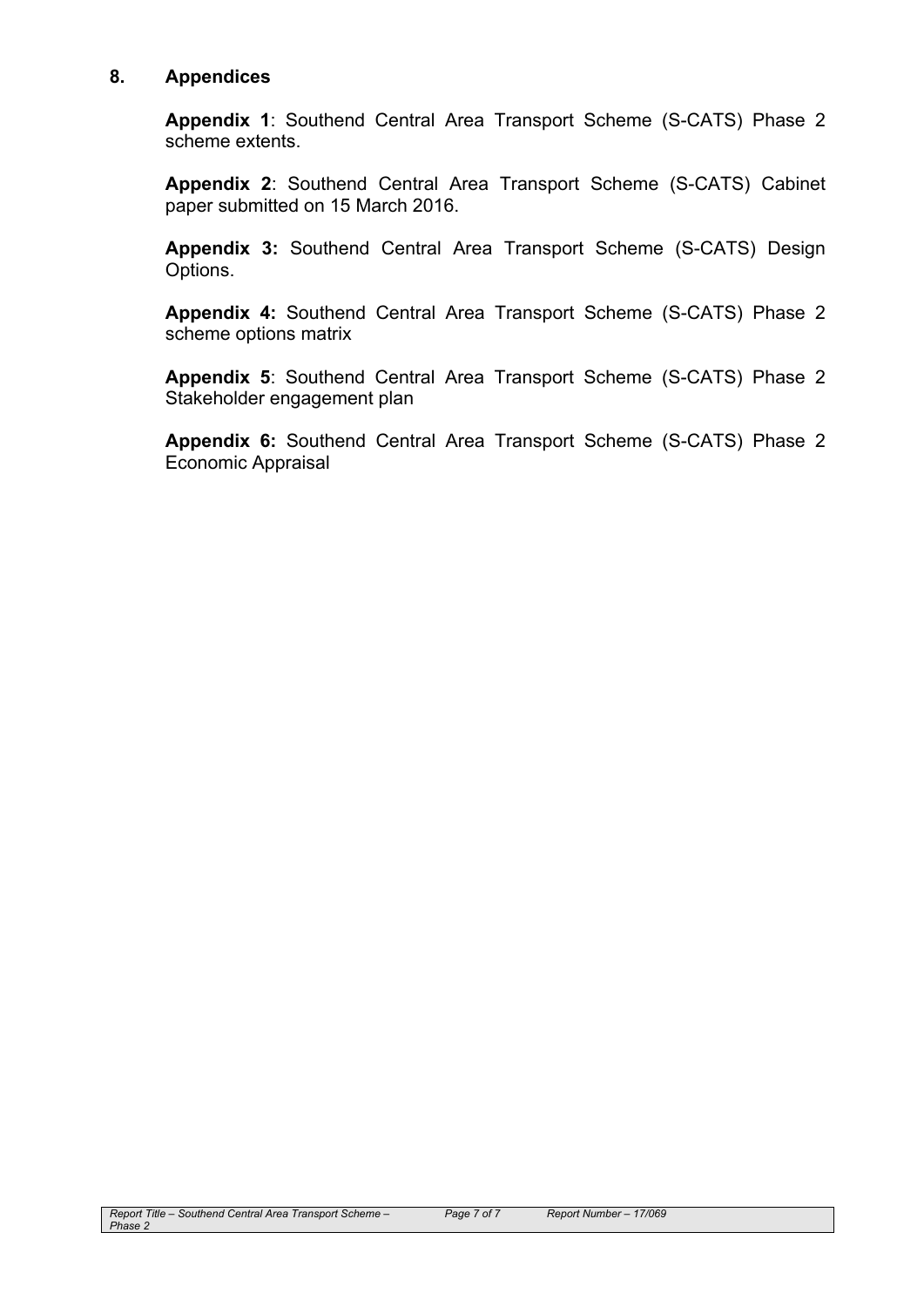## 8. Appendices

**Appendix 1**: Southend Central Area Transport Scheme (S-CATS) Phase 2 scheme extents.

**Appendix 2**: Southend Central Area Transport Scheme (S-CATS) Cabinet paper submitted on 15 March 2016.

**Appendix 3:** Southend Central Area Transport Scheme (S-CATS) Design Options.

**Appendix 4:** Southend Central Area Transport Scheme (S-CATS) Phase 2 scheme options matrix

**Appendix 5**: Southend Central Area Transport Scheme (S-CATS) Phase 2 Stakeholder engagement plan

**Appendix 6:** Southend Central Area Transport Scheme (S-CATS) Phase 2 Economic Appraisal